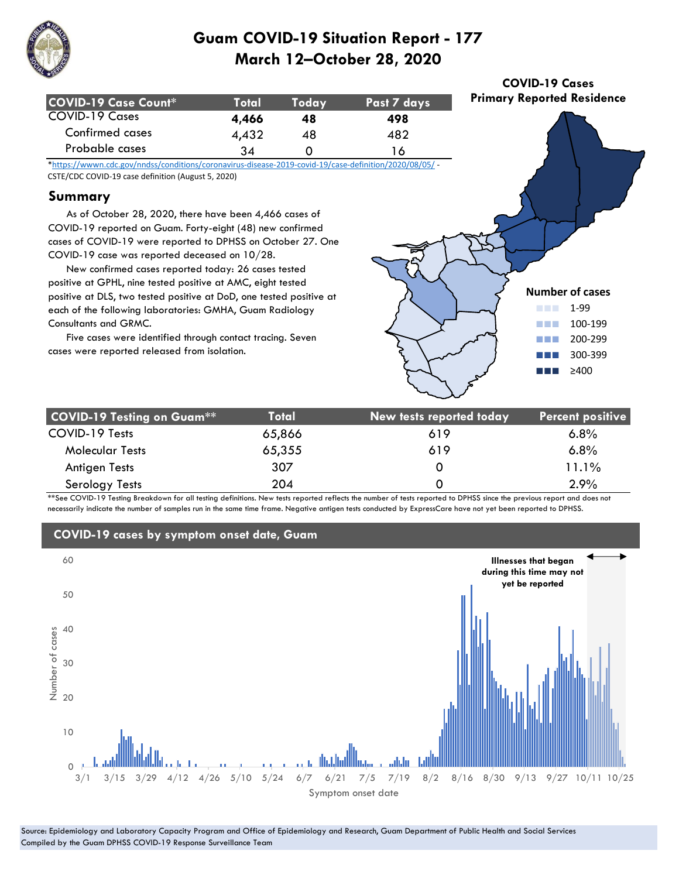# Guam COVID-19 Situation Report - 177

## March 12–October 28, 2020

| COVID-19 Case Count* | Total | Today | Past 7 days |
|---|---|---|---|
| **COVID-19 Cases** | **4,466** | **48** | **498** |
| Confirmed cases | 4,432 | 48 | 482 |
| Probable cases | 34 | 0 | 16 |

*https://wwwn.cdc.gov/nndss/conditions/coronavirus-disease-2019-covid-19/case-definition/2020/08/05/ - CSTE/CDC COVID-19 case definition (August 5, 2020)

## Summary

As of October 28, 2020, there have been 4,466 cases of COVID-19 reported on Guam. Forty-eight (48) new confirmed cases of COVID-19 were reported to DPHSS on October 27. One COVID-19 case was reported deceased on 10/28.

New confirmed cases reported today: 26 cases tested positive at GPHL, nine tested positive at AMC, eight tested positive at DLS, two tested positive at DoD, one tested positive at each of the following laboratories: GMHA, Guam Radiology Consultants and GRMC.

Five cases were identified through contact tracing. Seven cases were reported released from isolation.

**COVID-19 Cases Primary Reported Residence**

Number of cases: 1-99; 100-199; 200-299; 300-399; ≥400

| COVID-19 Testing on Guam** | Total | New tests reported today | Percent positive |
|---|---|---|---|
| COVID-19 Tests | 65,866 | 619 | 6.8% |
| Molecular Tests | 65,355 | 619 | 6.8% |
| Antigen Tests | 307 | 0 | 11.1% |
| Serology Tests | 204 | 0 | 2.9% |

**See COVID-19 Testing Breakdown for all testing definitions. New tests reported reflects the number of tests reported to DPHSS since the previous report and does not necessarily indicate the number of samples run in the same time frame. Negative antigen tests conducted by ExpressCare have not yet been reported to DPHSS.

## COVID-19 cases by symptom onset date, Guam

Illnesses that began during this time may not yet be reported

Number of cases; Symptom onset date (3/1 – 10/25)

Source: Epidemiology and Laboratory Capacity Program and Office of Epidemiology and Research, Guam Department of Public Health and Social Services
Compiled by the Guam DPHSS COVID-19 Response Surveillance Team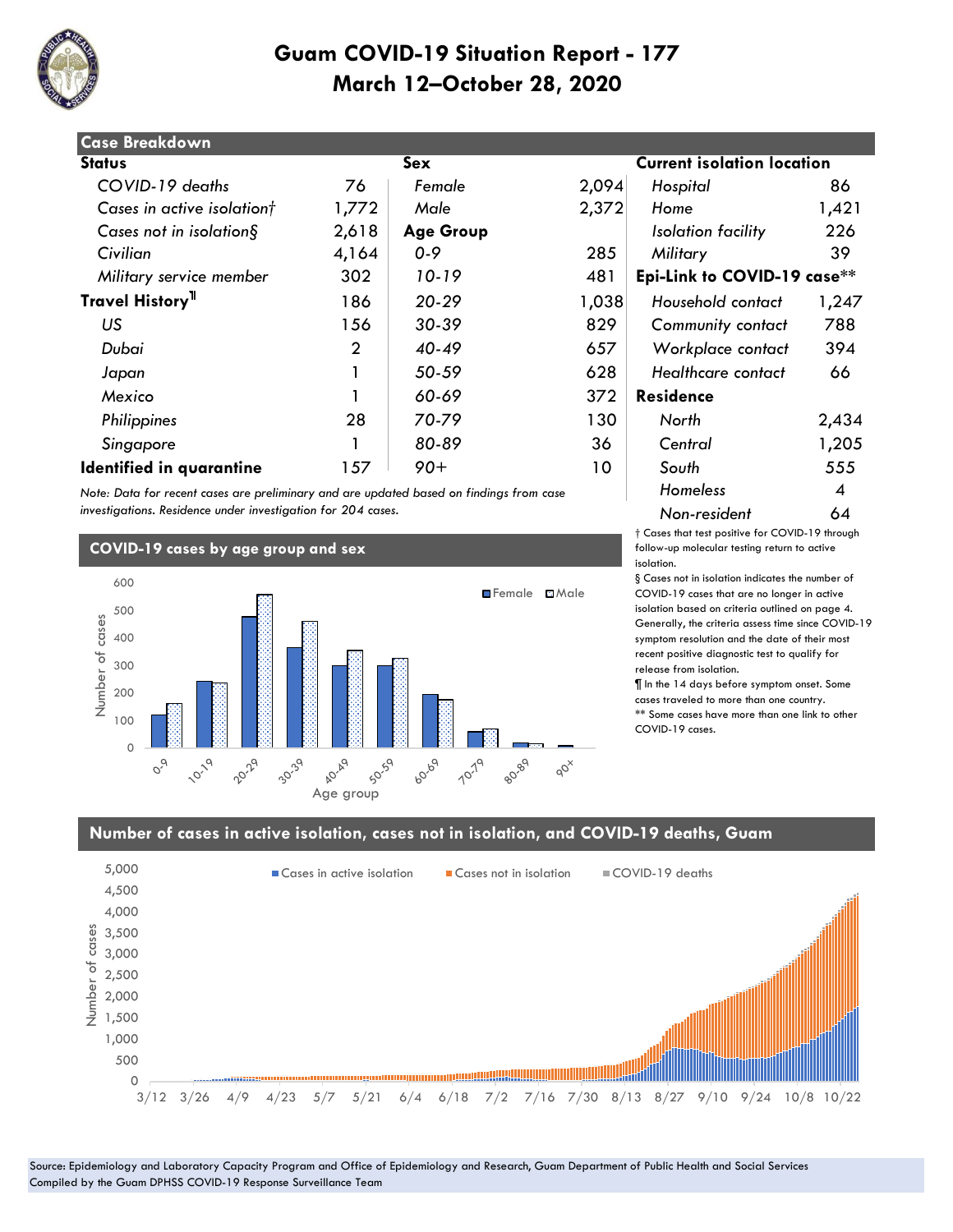# Guam COVID-19 Situation Report - 177
## March 12–October 28, 2020

### Case Breakdown

| Status | | Sex | | Current isolation location | |
|---|---|---|---|---|---|
| *COVID-19 deaths* | 76 | *Female* | 2,094 | *Hospital* | 86 |
| *Cases in active isolation†* | 1,772 | *Male* | 2,372 | *Home* | 1,421 |
| *Cases not in isolation§* | 2,618 | **Age Group** | | *Isolation facility* | 226 |
| *Civilian* | 4,164 | *0-9* | 285 | *Military* | 39 |
| *Military service member* | 302 | *10-19* | 481 | **Epi-Link to COVID-19 case**** | |
| **Travel History¶** | 186 | *20-29* | 1,038 | *Household contact* | 1,247 |
| *US* | 156 | *30-39* | 829 | *Community contact* | 788 |
| *Dubai* | 2 | *40-49* | 657 | *Workplace contact* | 394 |
| *Japan* | 1 | *50-59* | 628 | *Healthcare contact* | 66 |
| *Mexico* | 1 | *60-69* | 372 | **Residence** | |
| *Philippines* | 28 | *70-79* | 130 | *North* | 2,434 |
| *Singapore* | 1 | *80-89* | 36 | *Central* | 1,205 |
| **Identified in quarantine** | 157 | *90+* | 10 | *South* | 555 |
| | | | | *Homeless* | 4 |
| | | | | *Non-resident* | 64 |

*Note: Data for recent cases are preliminary and are updated based on findings from case investigations. Residence under investigation for 204 cases.*

† Cases that test positive for COVID-19 through follow-up molecular testing return to active isolation.

§ Cases not in isolation indicates the number of COVID-19 cases that are no longer in active isolation based on criteria outlined on page 4. Generally, the criteria assess time since COVID-19 symptom resolution and the date of their most recent positive diagnostic test to qualify for release from isolation.

¶ In the 14 days before symptom onset. Some cases traveled to more than one country.

** Some cases have more than one link to other COVID-19 cases.

### COVID-19 cases by age group and sex

### Number of cases in active isolation, cases not in isolation, and COVID-19 deaths, Guam

Source: Epidemiology and Laboratory Capacity Program and Office of Epidemiology and Research, Guam Department of Public Health and Social Services
Compiled by the Guam DPHSS COVID-19 Response Surveillance Team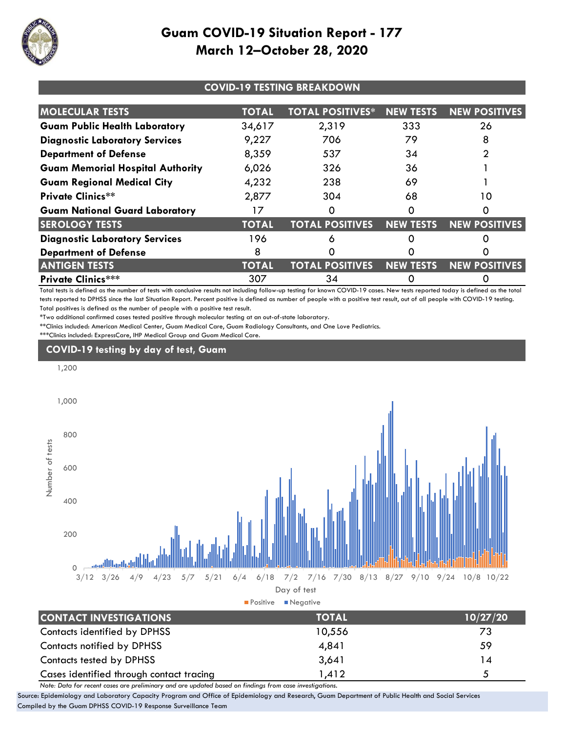# Guam COVID-19 Situation Report - 177
## March 12–October 28, 2020

### COVID-19 TESTING BREAKDOWN

| MOLECULAR TESTS | TOTAL | TOTAL POSITIVES* | NEW TESTS | NEW POSITIVES |
|---|---|---|---|---|
| **Guam Public Health Laboratory** | 34,617 | 2,319 | 333 | 26 |
| **Diagnostic Laboratory Services** | 9,227 | 706 | 79 | 8 |
| **Department of Defense** | 8,359 | 537 | 34 | 2 |
| **Guam Memorial Hospital Authority** | 6,026 | 326 | 36 | 1 |
| **Guam Regional Medical City** | 4,232 | 238 | 69 | 1 |
| **Private Clinics**** | 2,877 | 304 | 68 | 10 |
| **Guam National Guard Laboratory** | 17 | 0 | 0 | 0 |
| **SEROLOGY TESTS** | **TOTAL** | **TOTAL POSITIVES** | **NEW TESTS** | **NEW POSITIVES** |
| **Diagnostic Laboratory Services** | 196 | 6 | 0 | 0 |
| **Department of Defense** | 8 | 0 | 0 | 0 |
| **ANTIGEN TESTS** | **TOTAL** | **TOTAL POSITIVES** | **NEW TESTS** | **NEW POSITIVES** |
| **Private Clinics***** | 307 | 34 | 0 | 0 |

Total tests is defined as the number of tests with conclusive results not including follow-up testing for known COVID-19 cases. New tests reported today is defined as the total tests reported to DPHSS since the last Situation Report. Percent positive is defined as number of people with a positive test result, out of all people with COVID-19 testing. Total positives is defined as the number of people with a positive test result.

*Two additional confirmed cases tested positive through molecular testing at an out-of-state laboratory.

**Clinics included: American Medical Center, Guam Medical Care, Guam Radiology Consultants, and One Love Pediatrics.

***Clinics included: ExpressCare, IHP Medical Group and Guam Medical Care.

### COVID-19 testing by day of test, Guam

| CONTACT INVESTIGATIONS | TOTAL | 10/27/20 |
|---|---|---|
| Contacts identified by DPHSS | 10,556 | 73 |
| Contacts notified by DPHSS | 4,841 | 59 |
| Contacts tested by DPHSS | 3,641 | 14 |
| Cases identified through contact tracing | 1,412 | 5 |

*Note: Data for recent cases are preliminary and are updated based on findings from case investigations.*

Source: Epidemiology and Laboratory Capacity Program and Office of Epidemiology and Research, Guam Department of Public Health and Social Services

Compiled by the Guam DPHSS COVID-19 Response Surveillance Team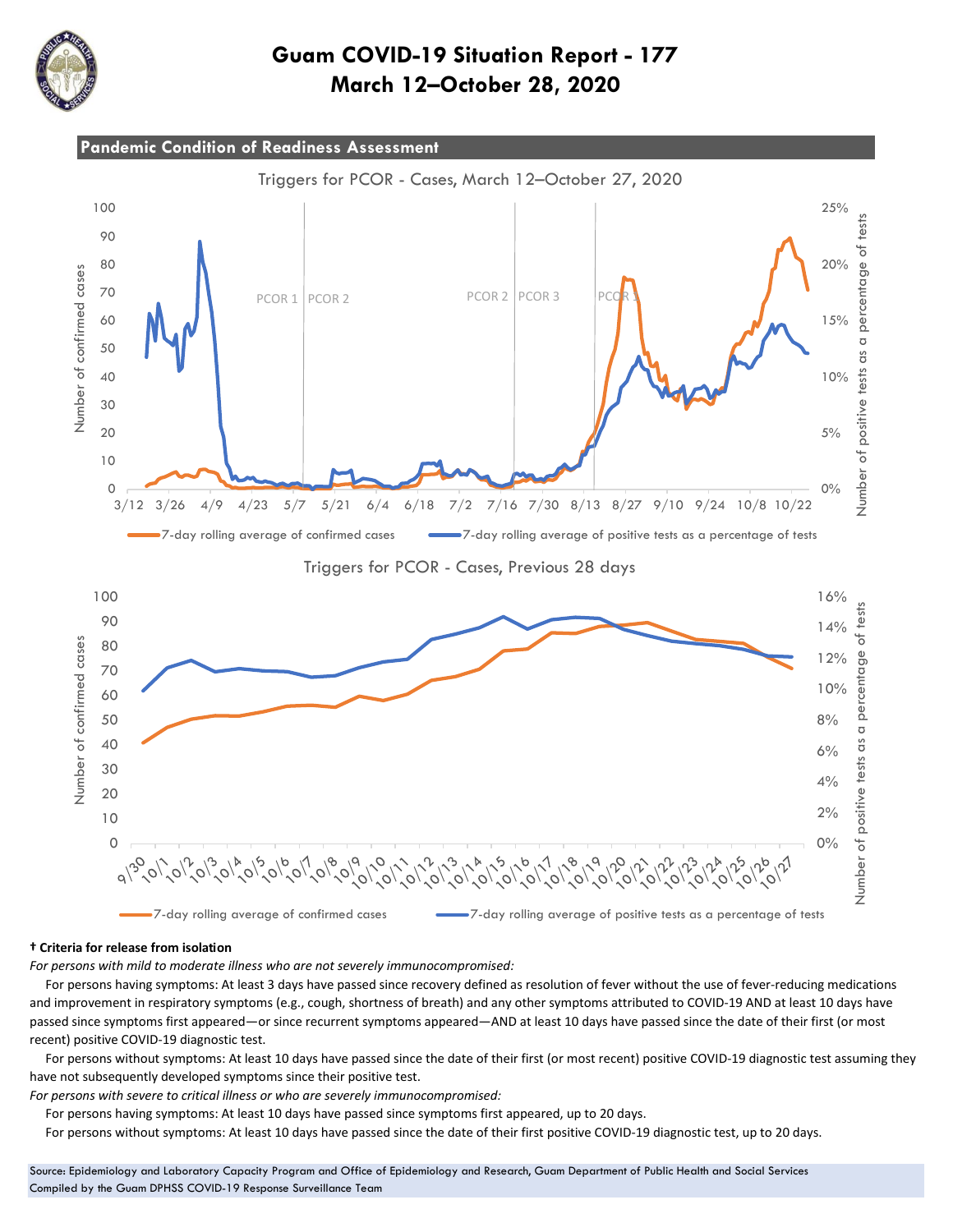# Guam COVID-19 Situation Report - 177
## March 12–October 28, 2020

## Pandemic Condition of Readiness Assessment

Triggers for PCOR - Cases, March 12–October 27, 2020

Number of confirmed cases: 0, 10, 20, 30, 40, 50, 60, 70, 80, 90, 100

Number of positive tests as a percentage of tests: 0%, 5%, 10%, 15%, 20%, 25%

3/12, 3/26, 4/9, 4/23, 5/7, 5/21, 6/4, 6/18, 7/2, 7/16, 7/30, 8/13, 8/27, 9/10, 9/24, 10/8, 10/22

PCOR 1 | PCOR 2 | PCOR 2 | PCOR 3 | PCOR 3

7-day rolling average of confirmed cases

7-day rolling average of positive tests as a percentage of tests

Triggers for PCOR - Cases, Previous 28 days

Number of confirmed cases: 0, 10, 20, 30, 40, 50, 60, 70, 80, 90, 100

Number of positive tests as a percentage of tests: 0%, 2%, 4%, 6%, 8%, 10%, 12%, 14%, 16%

9/30, 10/1, 10/2, 10/3, 10/4, 10/5, 10/6, 10/7, 10/8, 10/9, 10/10, 10/11, 10/12, 10/13, 10/14, 10/15, 10/16, 10/17, 10/18, 10/19, 10/20, 10/21, 10/22, 10/23, 10/24, 10/25, 10/26, 10/27

7-day rolling average of confirmed cases

7-day rolling average of positive tests as a percentage of tests

**† Criteria for release from isolation**

*For persons with mild to moderate illness who are not severely immunocompromised:*

For persons having symptoms: At least 3 days have passed since recovery defined as resolution of fever without the use of fever-reducing medications and improvement in respiratory symptoms (e.g., cough, shortness of breath) and any other symptoms attributed to COVID-19 AND at least 10 days have passed since symptoms first appeared—or since recurrent symptoms appeared—AND at least 10 days have passed since the date of their first (or most recent) positive COVID-19 diagnostic test.

For persons without symptoms: At least 10 days have passed since the date of their first (or most recent) positive COVID-19 diagnostic test assuming they have not subsequently developed symptoms since their positive test.

*For persons with severe to critical illness or who are severely immunocompromised:*

For persons having symptoms: At least 10 days have passed since symptoms first appeared, up to 20 days.

For persons without symptoms: At least 10 days have passed since the date of their first positive COVID-19 diagnostic test, up to 20 days.

Source: Epidemiology and Laboratory Capacity Program and Office of Epidemiology and Research, Guam Department of Public Health and Social Services
Compiled by the Guam DPHSS COVID-19 Response Surveillance Team